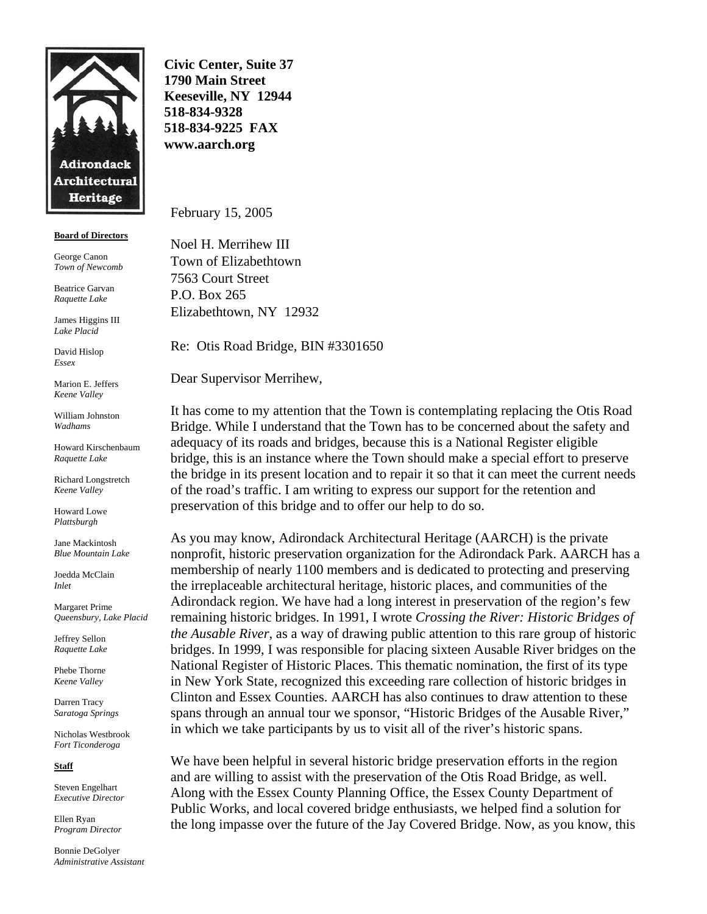**Adirondack Architectural Heritage**

**Civic Center, Suite 37**
**1790 Main Street**
**Keeseville, NY 12944**
**518-834-9328**
**518-834-9225 FAX**
**www.aarch.org**

**Board of Directors**

George Canon
*Town of Newcomb*

Beatrice Garvan
*Raquette Lake*

James Higgins III
*Lake Placid*

David Hislop
*Essex*

Marion E. Jeffers
*Keene Valley*

William Johnston
*Wadhams*

Howard Kirschenbaum
*Raquette Lake*

Richard Longstretch
*Keene Valley*

Howard Lowe
*Plattsburgh*

Jane Mackintosh
*Blue Mountain Lake*

Joedda McClain
*Inlet*

Margaret Prime
*Queensbury, Lake Placid*

Jeffrey Sellon
*Raquette Lake*

Phebe Thorne
*Keene Valley*

Darren Tracy
*Saratoga Springs*

Nicholas Westbrook
*Fort Ticonderoga*

**Staff**

Steven Engelhart
*Executive Director*

Ellen Ryan
*Program Director*

Bonnie DeGolyer
*Administrative Assistant*

February 15, 2005

Noel H. Merrihew III
Town of Elizabethtown
7563 Court Street
P.O. Box 265
Elizabethtown, NY 12932

Re: Otis Road Bridge, BIN #3301650

Dear Supervisor Merrihew,

It has come to my attention that the Town is contemplating replacing the Otis Road Bridge. While I understand that the Town has to be concerned about the safety and adequacy of its roads and bridges, because this is a National Register eligible bridge, this is an instance where the Town should make a special effort to preserve the bridge in its present location and to repair it so that it can meet the current needs of the road's traffic. I am writing to express our support for the retention and preservation of this bridge and to offer our help to do so.

As you may know, Adirondack Architectural Heritage (AARCH) is the private nonprofit, historic preservation organization for the Adirondack Park. AARCH has a membership of nearly 1100 members and is dedicated to protecting and preserving the irreplaceable architectural heritage, historic places, and communities of the Adirondack region. We have had a long interest in preservation of the region's few remaining historic bridges. In 1991, I wrote *Crossing the River: Historic Bridges of the Ausable River*, as a way of drawing public attention to this rare group of historic bridges. In 1999, I was responsible for placing sixteen Ausable River bridges on the National Register of Historic Places. This thematic nomination, the first of its type in New York State, recognized this exceeding rare collection of historic bridges in Clinton and Essex Counties. AARCH has also continues to draw attention to these spans through an annual tour we sponsor, "Historic Bridges of the Ausable River," in which we take participants by us to visit all of the river's historic spans.

We have been helpful in several historic bridge preservation efforts in the region and are willing to assist with the preservation of the Otis Road Bridge, as well. Along with the Essex County Planning Office, the Essex County Department of Public Works, and local covered bridge enthusiasts, we helped find a solution for the long impasse over the future of the Jay Covered Bridge. Now, as you know, this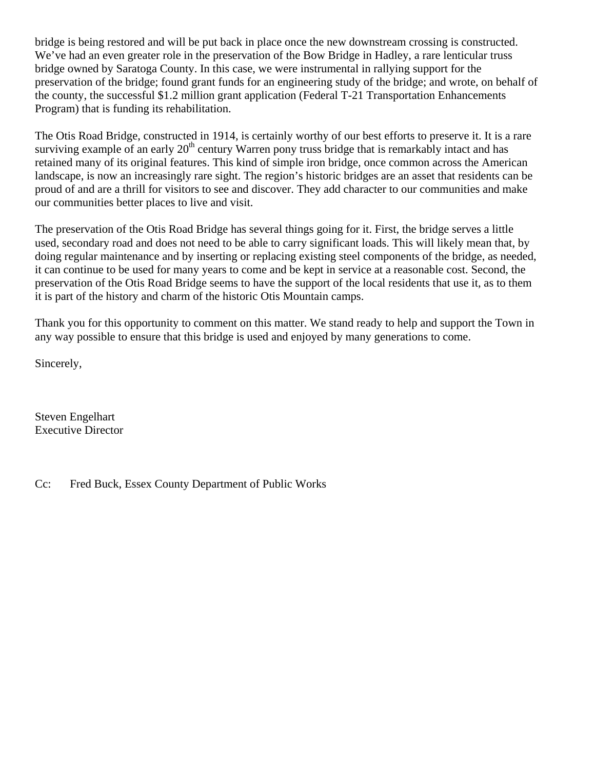bridge is being restored and will be put back in place once the new downstream crossing is constructed. We've had an even greater role in the preservation of the Bow Bridge in Hadley, a rare lenticular truss bridge owned by Saratoga County. In this case, we were instrumental in rallying support for the preservation of the bridge; found grant funds for an engineering study of the bridge; and wrote, on behalf of the county, the successful $1.2 million grant application (Federal T-21 Transportation Enhancements Program) that is funding its rehabilitation.

The Otis Road Bridge, constructed in 1914, is certainly worthy of our best efforts to preserve it. It is a rare surviving example of an early 20th century Warren pony truss bridge that is remarkably intact and has retained many of its original features. This kind of simple iron bridge, once common across the American landscape, is now an increasingly rare sight. The region's historic bridges are an asset that residents can be proud of and are a thrill for visitors to see and discover. They add character to our communities and make our communities better places to live and visit.

The preservation of the Otis Road Bridge has several things going for it. First, the bridge serves a little used, secondary road and does not need to be able to carry significant loads. This will likely mean that, by doing regular maintenance and by inserting or replacing existing steel components of the bridge, as needed, it can continue to be used for many years to come and be kept in service at a reasonable cost. Second, the preservation of the Otis Road Bridge seems to have the support of the local residents that use it, as to them it is part of the history and charm of the historic Otis Mountain camps.

Thank you for this opportunity to comment on this matter. We stand ready to help and support the Town in any way possible to ensure that this bridge is used and enjoyed by many generations to come.

Sincerely,

Steven Engelhart
Executive Director

Cc: Fred Buck, Essex County Department of Public Works